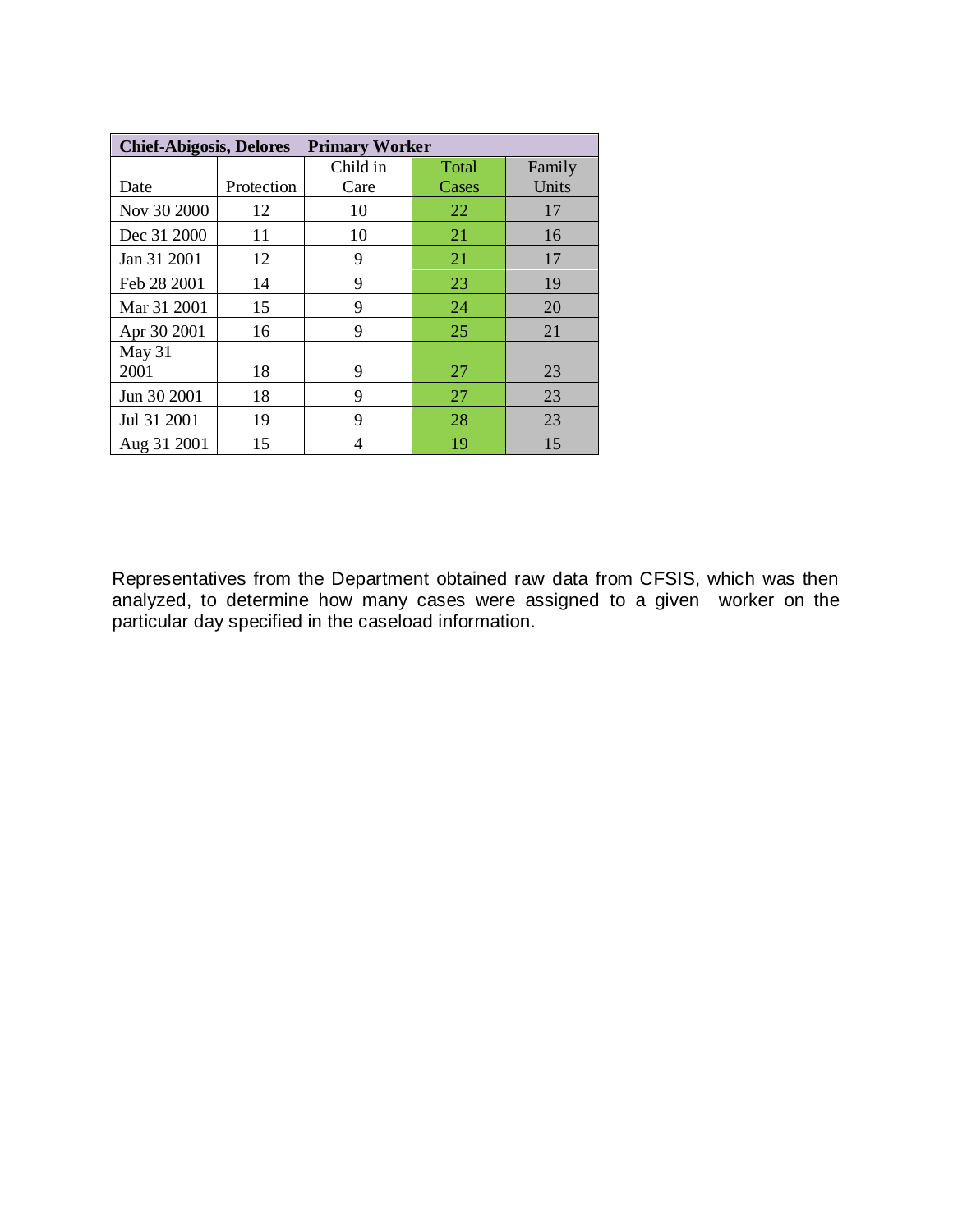| Chief-Abigosis, Delores | Primary Worker | | | |
|---|---|---|---|---|
| Date | Protection | Child in Care | Total Cases | Family Units |
| Nov 30 2000 | 12 | 10 | 22 | 17 |
| Dec 31 2000 | 11 | 10 | 21 | 16 |
| Jan 31 2001 | 12 | 9 | 21 | 17 |
| Feb 28 2001 | 14 | 9 | 23 | 19 |
| Mar 31 2001 | 15 | 9 | 24 | 20 |
| Apr 30 2001 | 16 | 9 | 25 | 21 |
| May 31 2001 | 18 | 9 | 27 | 23 |
| Jun 30 2001 | 18 | 9 | 27 | 23 |
| Jul 31 2001 | 19 | 9 | 28 | 23 |
| Aug 31 2001 | 15 | 4 | 19 | 15 |

Representatives from the Department obtained raw data from CFSIS, which was then analyzed, to determine how many cases were assigned to a given worker on the particular day specified in the caseload information.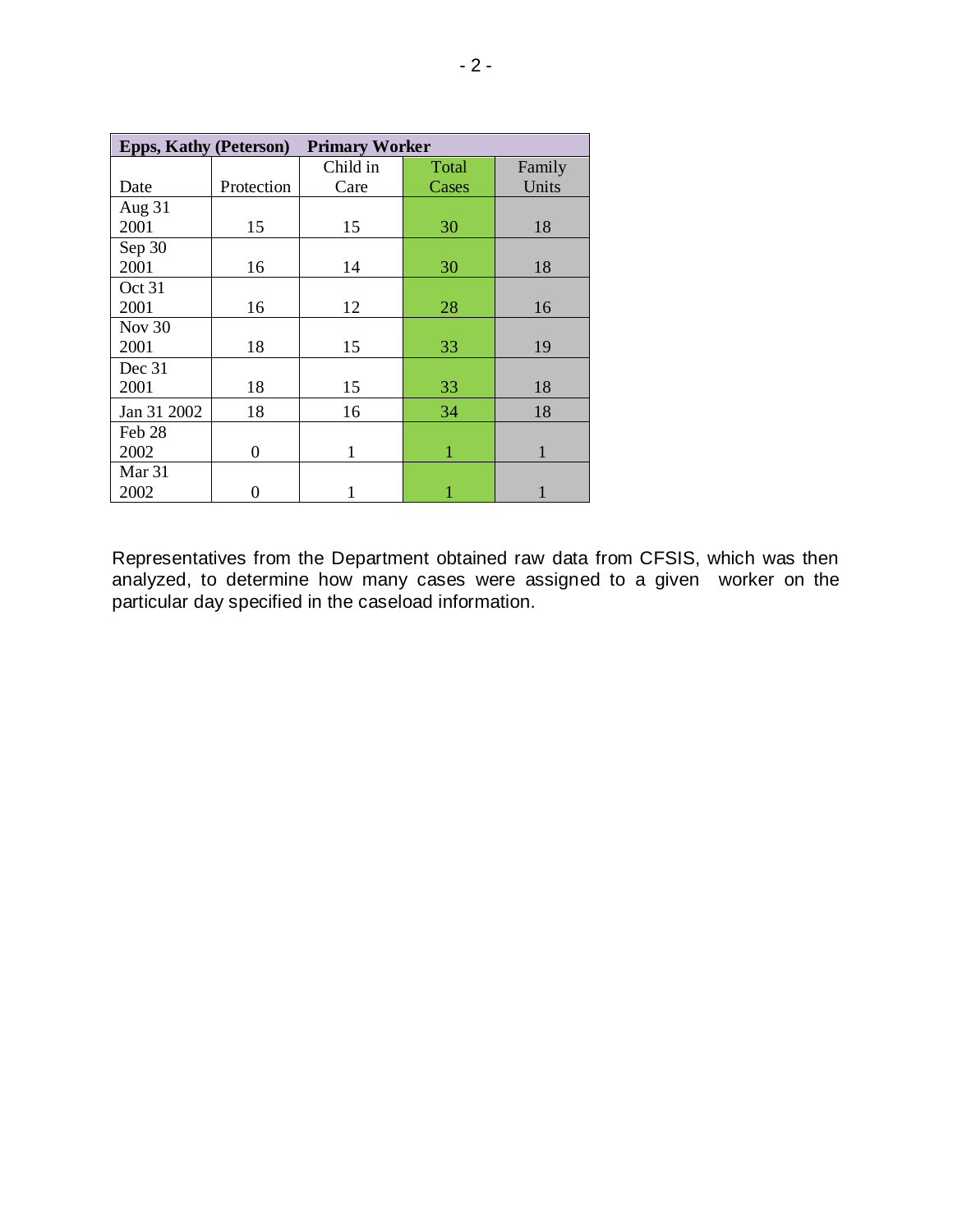| Epps, Kathy (Peterson) Primary Worker | | | | |
|---|---|---|---|---|
| Date | Protection | Child in Care | Total Cases | Family Units |
| Aug 31 2001 | 15 | 15 | 30 | 18 |
| Sep 30 2001 | 16 | 14 | 30 | 18 |
| Oct 31 2001 | 16 | 12 | 28 | 16 |
| Nov 30 2001 | 18 | 15 | 33 | 19 |
| Dec 31 2001 | 18 | 15 | 33 | 18 |
| Jan 31 2002 | 18 | 16 | 34 | 18 |
| Feb 28 2002 | 0 | 1 | 1 | 1 |
| Mar 31 2002 | 0 | 1 | 1 | 1 |

Representatives from the Department obtained raw data from CFSIS, which was then analyzed, to determine how many cases were assigned to a given worker on the particular day specified in the caseload information.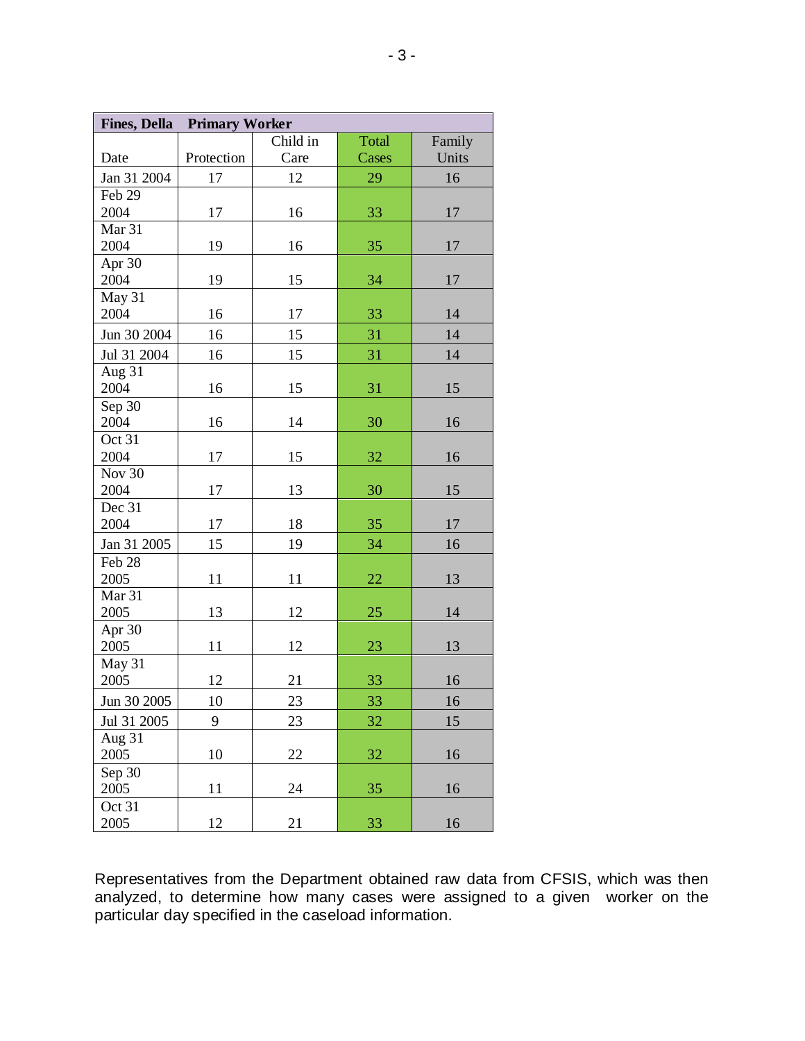| Fines, Della | Primary Worker | | | |
|---|---|---|---|---|
| Date | Protection | Child in Care | Total Cases | Family Units |
| Jan 31 2004 | 17 | 12 | 29 | 16 |
| Feb 29 2004 | 17 | 16 | 33 | 17 |
| Mar 31 2004 | 19 | 16 | 35 | 17 |
| Apr 30 2004 | 19 | 15 | 34 | 17 |
| May 31 2004 | 16 | 17 | 33 | 14 |
| Jun 30 2004 | 16 | 15 | 31 | 14 |
| Jul 31 2004 | 16 | 15 | 31 | 14 |
| Aug 31 2004 | 16 | 15 | 31 | 15 |
| Sep 30 2004 | 16 | 14 | 30 | 16 |
| Oct 31 2004 | 17 | 15 | 32 | 16 |
| Nov 30 2004 | 17 | 13 | 30 | 15 |
| Dec 31 2004 | 17 | 18 | 35 | 17 |
| Jan 31 2005 | 15 | 19 | 34 | 16 |
| Feb 28 2005 | 11 | 11 | 22 | 13 |
| Mar 31 2005 | 13 | 12 | 25 | 14 |
| Apr 30 2005 | 11 | 12 | 23 | 13 |
| May 31 2005 | 12 | 21 | 33 | 16 |
| Jun 30 2005 | 10 | 23 | 33 | 16 |
| Jul 31 2005 | 9 | 23 | 32 | 15 |
| Aug 31 2005 | 10 | 22 | 32 | 16 |
| Sep 30 2005 | 11 | 24 | 35 | 16 |
| Oct 31 2005 | 12 | 21 | 33 | 16 |

Representatives from the Department obtained raw data from CFSIS, which was then analyzed, to determine how many cases were assigned to a given worker on the particular day specified in the caseload information.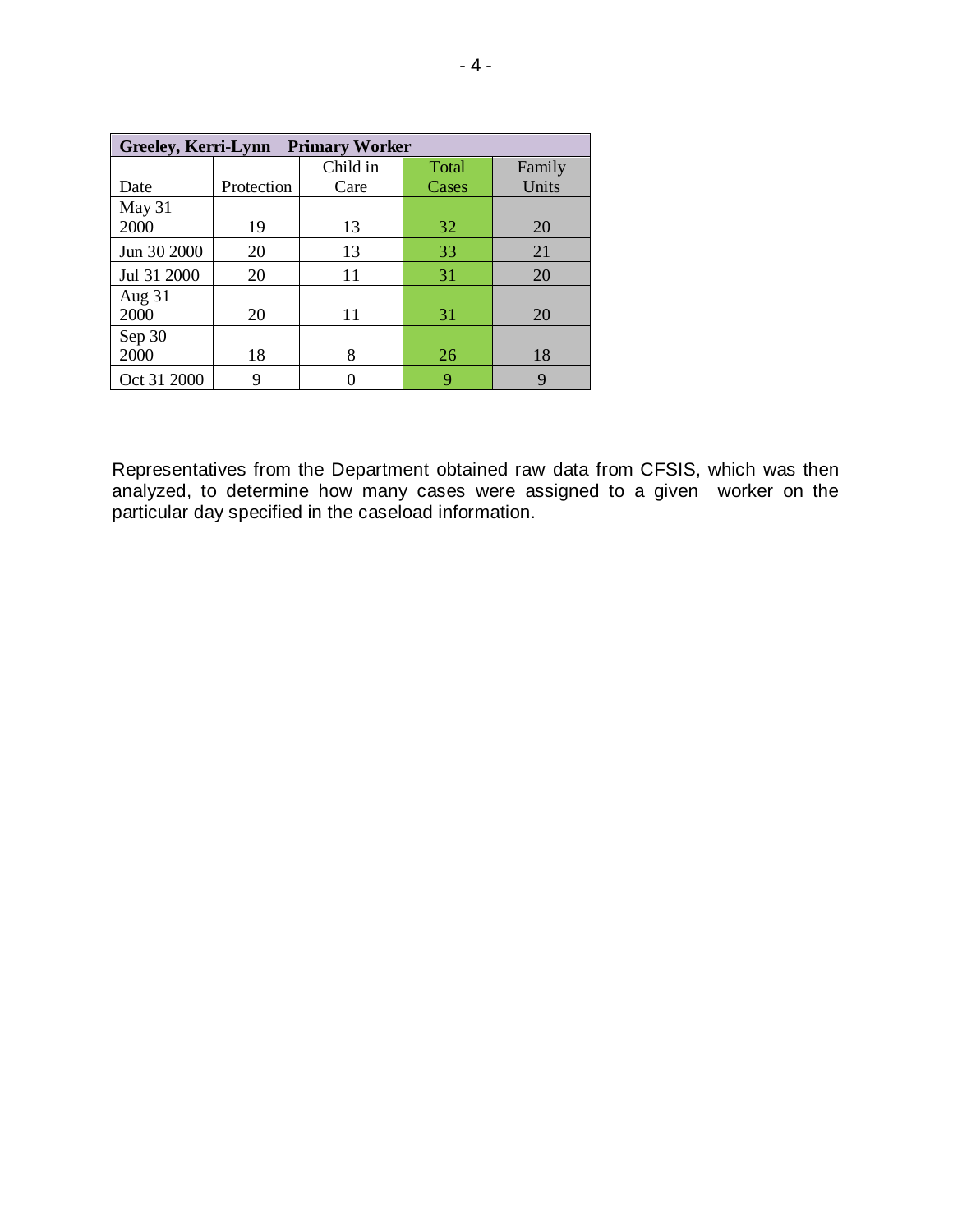| Greeley, Kerri-Lynn Primary Worker | | | | |
|---|---|---|---|---|
| Date | Protection | Child in Care | Total Cases | Family Units |
| May 31 2000 | 19 | 13 | 32 | 20 |
| Jun 30 2000 | 20 | 13 | 33 | 21 |
| Jul 31 2000 | 20 | 11 | 31 | 20 |
| Aug 31 2000 | 20 | 11 | 31 | 20 |
| Sep 30 2000 | 18 | 8 | 26 | 18 |
| Oct 31 2000 | 9 | 0 | 9 | 9 |

Representatives from the Department obtained raw data from CFSIS, which was then analyzed, to determine how many cases were assigned to a given worker on the particular day specified in the caseload information.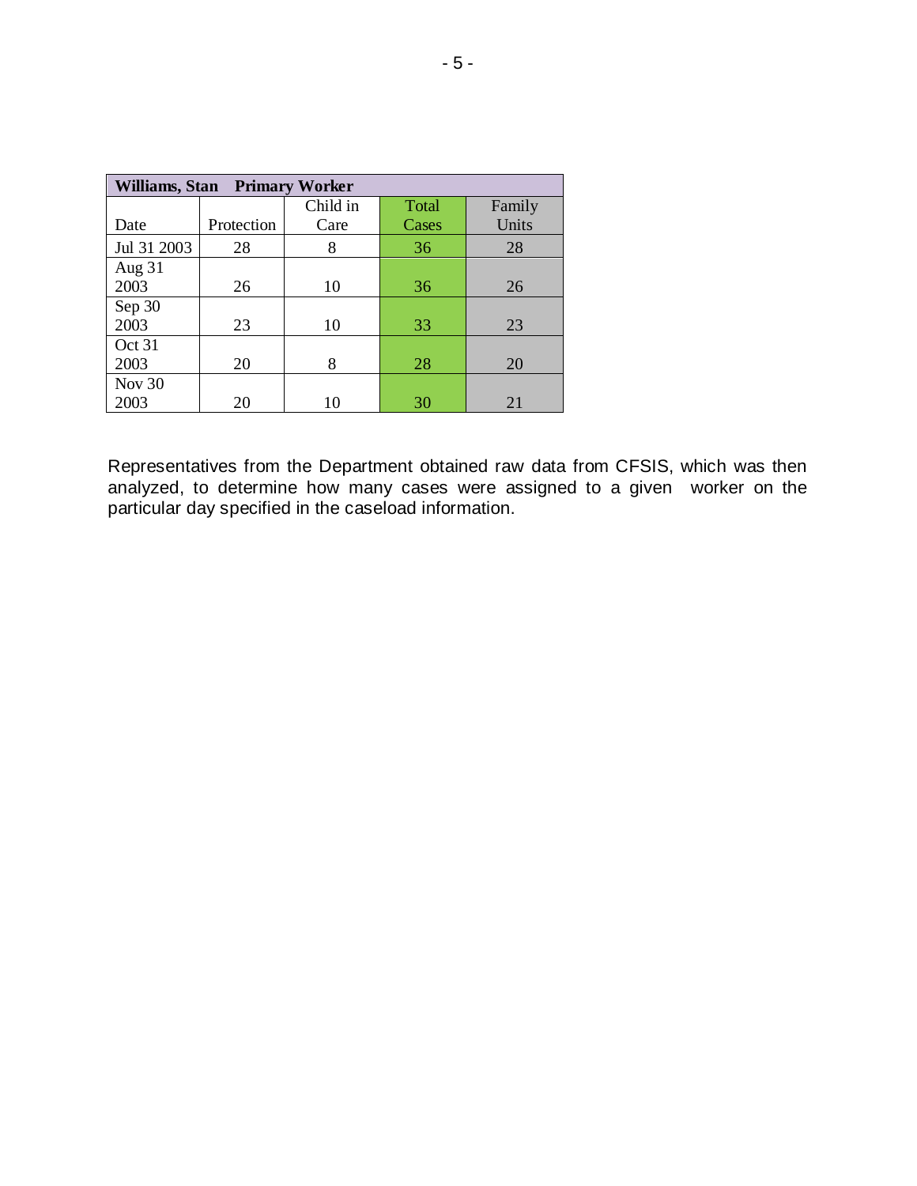| Williams, Stan Primary Worker | | | | |
|---|---|---|---|---|
| Date | Protection | Child in Care | Total Cases | Family Units |
| Jul 31 2003 | 28 | 8 | 36 | 28 |
| Aug 31 2003 | 26 | 10 | 36 | 26 |
| Sep 30 2003 | 23 | 10 | 33 | 23 |
| Oct 31 2003 | 20 | 8 | 28 | 20 |
| Nov 30 2003 | 20 | 10 | 30 | 21 |

Representatives from the Department obtained raw data from CFSIS, which was then analyzed, to determine how many cases were assigned to a given worker on the particular day specified in the caseload information.